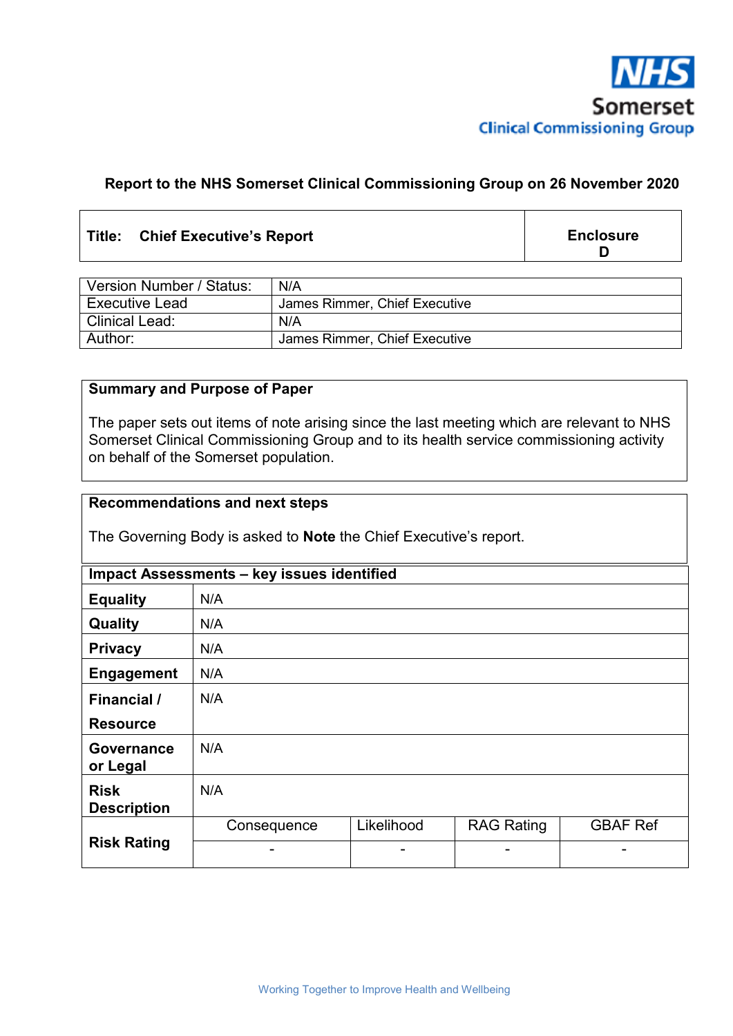NHS
Somerset
Clinical Commissioning Group

**Report to the NHS Somerset Clinical Commissioning Group on 26 November 2020**

| **Title: Chief Executive's Report** | **Enclosure D** |
|---|---|

| | |
|---|---|
| Version Number / Status: | N/A |
| Executive Lead | James Rimmer, Chief Executive |
| Clinical Lead: | N/A |
| Author: | James Rimmer, Chief Executive |

**Summary and Purpose of Paper**

The paper sets out items of note arising since the last meeting which are relevant to NHS Somerset Clinical Commissioning Group and to its health service commissioning activity on behalf of the Somerset population.

**Recommendations and next steps**

The Governing Body is asked to **Note** the Chief Executive's report.

| **Impact Assessments – key issues identified** | | | | |
|---|---|---|---|---|
| **Equality** | N/A | | | |
| **Quality** | N/A | | | |
| **Privacy** | N/A | | | |
| **Engagement** | N/A | | | |
| **Financial / Resource** | N/A | | | |
| **Governance or Legal** | N/A | | | |
| **Risk Description** | N/A | | | |
| **Risk Rating** | Consequence | Likelihood | RAG Rating | GBAF Ref |
| | - | - | - | - |

Working Together to Improve Health and Wellbeing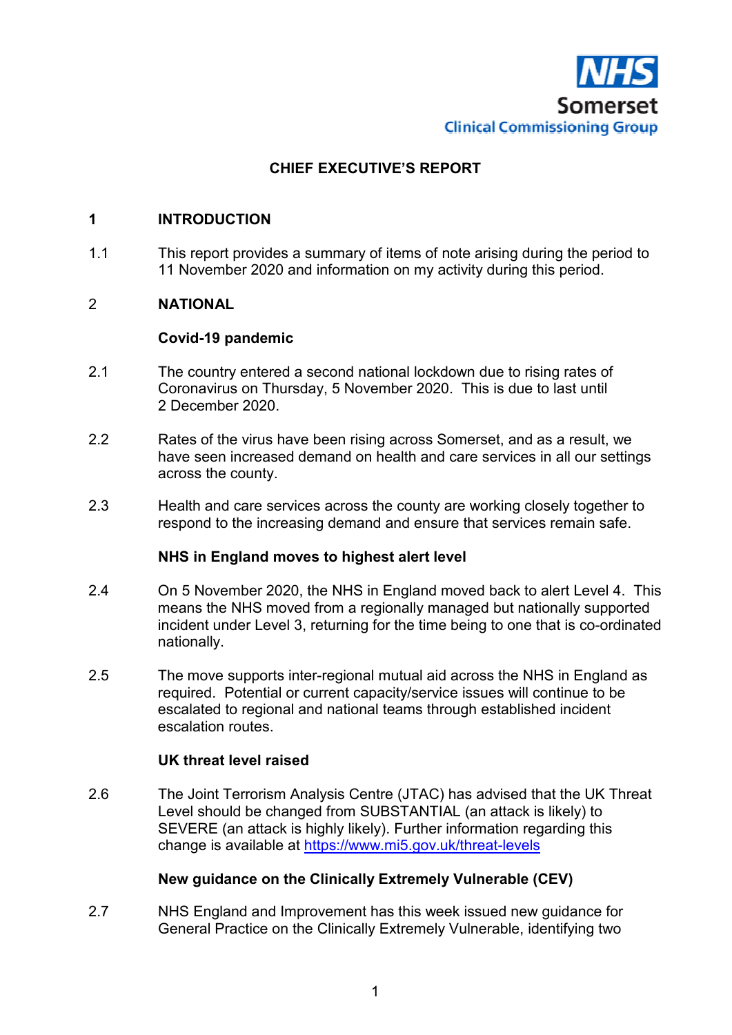NHS Somerset Clinical Commissioning Group

# CHIEF EXECUTIVE'S REPORT

## 1 INTRODUCTION

1.1 This report provides a summary of items of note arising during the period to 11 November 2020 and information on my activity during this period.

## 2 NATIONAL

### Covid-19 pandemic

2.1 The country entered a second national lockdown due to rising rates of Coronavirus on Thursday, 5 November 2020. This is due to last until 2 December 2020.

2.2 Rates of the virus have been rising across Somerset, and as a result, we have seen increased demand on health and care services in all our settings across the county.

2.3 Health and care services across the county are working closely together to respond to the increasing demand and ensure that services remain safe.

### NHS in England moves to highest alert level

2.4 On 5 November 2020, the NHS in England moved back to alert Level 4. This means the NHS moved from a regionally managed but nationally supported incident under Level 3, returning for the time being to one that is co-ordinated nationally.

2.5 The move supports inter-regional mutual aid across the NHS in England as required. Potential or current capacity/service issues will continue to be escalated to regional and national teams through established incident escalation routes.

### UK threat level raised

2.6 The Joint Terrorism Analysis Centre (JTAC) has advised that the UK Threat Level should be changed from SUBSTANTIAL (an attack is likely) to SEVERE (an attack is highly likely). Further information regarding this change is available at https://www.mi5.gov.uk/threat-levels

### New guidance on the Clinically Extremely Vulnerable (CEV)

2.7 NHS England and Improvement has this week issued new guidance for General Practice on the Clinically Extremely Vulnerable, identifying two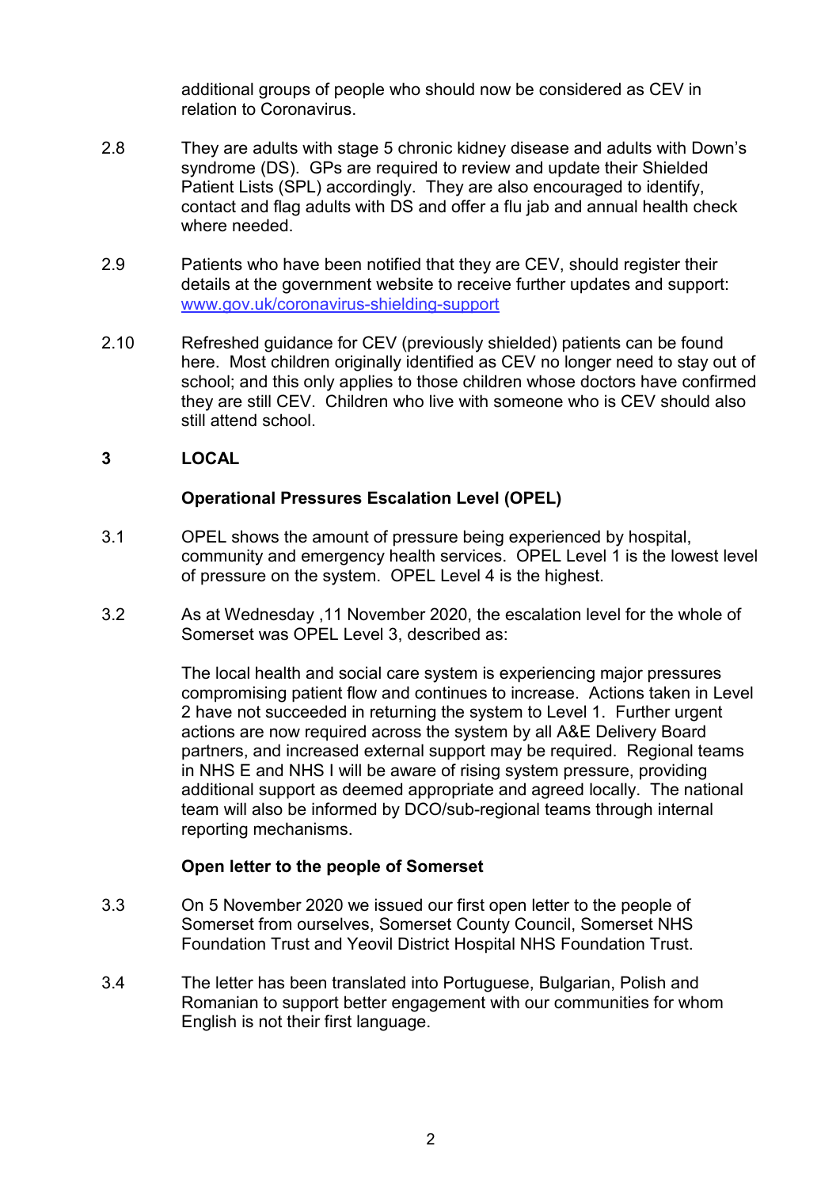additional groups of people who should now be considered as CEV in relation to Coronavirus.

2.8 They are adults with stage 5 chronic kidney disease and adults with Down's syndrome (DS). GPs are required to review and update their Shielded Patient Lists (SPL) accordingly. They are also encouraged to identify, contact and flag adults with DS and offer a flu jab and annual health check where needed.

2.9 Patients who have been notified that they are CEV, should register their details at the government website to receive further updates and support: [www.gov.uk/coronavirus-shielding-support](www.gov.uk/coronavirus-shielding-support)

2.10 Refreshed guidance for CEV (previously shielded) patients can be found here. Most children originally identified as CEV no longer need to stay out of school; and this only applies to those children whose doctors have confirmed they are still CEV. Children who live with someone who is CEV should also still attend school.

## 3 LOCAL

### Operational Pressures Escalation Level (OPEL)

3.1 OPEL shows the amount of pressure being experienced by hospital, community and emergency health services. OPEL Level 1 is the lowest level of pressure on the system. OPEL Level 4 is the highest.

3.2 As at Wednesday ,11 November 2020, the escalation level for the whole of Somerset was OPEL Level 3, described as:

The local health and social care system is experiencing major pressures compromising patient flow and continues to increase. Actions taken in Level 2 have not succeeded in returning the system to Level 1. Further urgent actions are now required across the system by all A&E Delivery Board partners, and increased external support may be required. Regional teams in NHS E and NHS I will be aware of rising system pressure, providing additional support as deemed appropriate and agreed locally. The national team will also be informed by DCO/sub-regional teams through internal reporting mechanisms.

### Open letter to the people of Somerset

3.3 On 5 November 2020 we issued our first open letter to the people of Somerset from ourselves, Somerset County Council, Somerset NHS Foundation Trust and Yeovil District Hospital NHS Foundation Trust.

3.4 The letter has been translated into Portuguese, Bulgarian, Polish and Romanian to support better engagement with our communities for whom English is not their first language.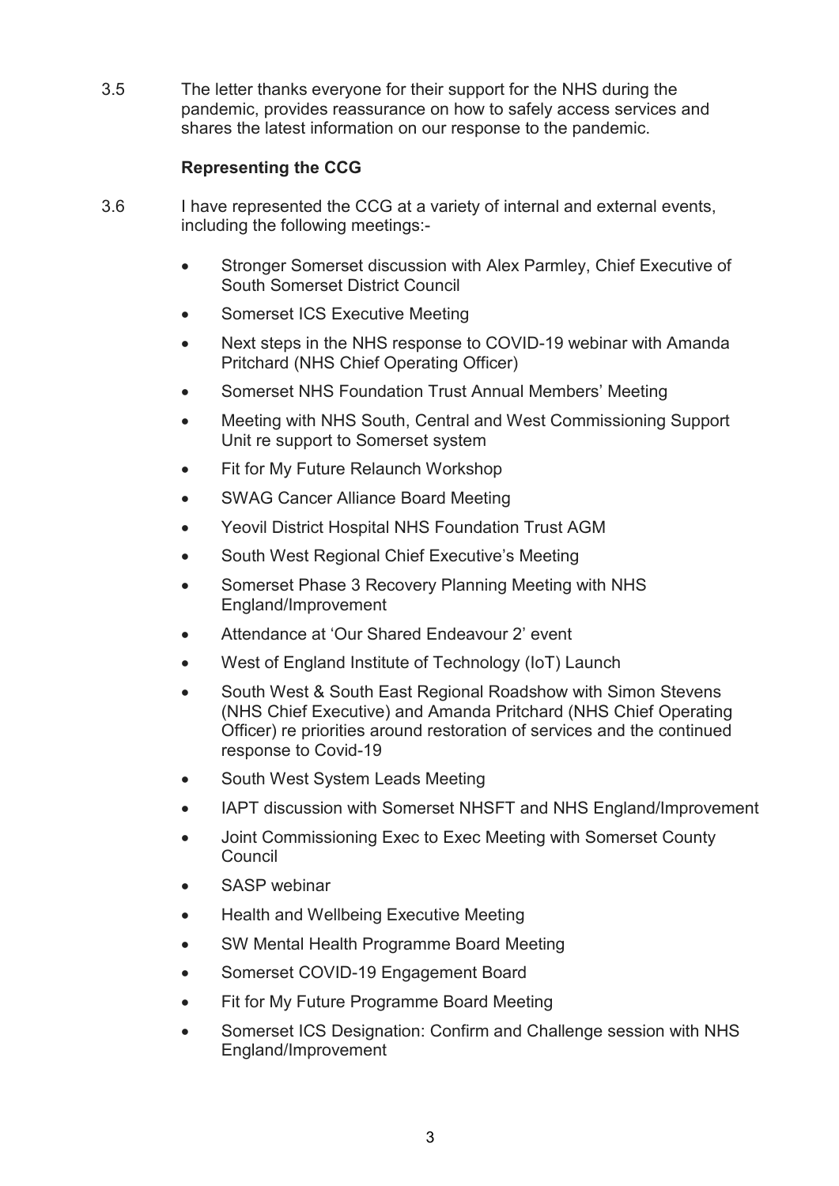3.5 The letter thanks everyone for their support for the NHS during the pandemic, provides reassurance on how to safely access services and shares the latest information on our response to the pandemic.

**Representing the CCG**

3.6 I have represented the CCG at a variety of internal and external events, including the following meetings:-

- Stronger Somerset discussion with Alex Parmley, Chief Executive of South Somerset District Council
- Somerset ICS Executive Meeting
- Next steps in the NHS response to COVID-19 webinar with Amanda Pritchard (NHS Chief Operating Officer)
- Somerset NHS Foundation Trust Annual Members' Meeting
- Meeting with NHS South, Central and West Commissioning Support Unit re support to Somerset system
- Fit for My Future Relaunch Workshop
- SWAG Cancer Alliance Board Meeting
- Yeovil District Hospital NHS Foundation Trust AGM
- South West Regional Chief Executive's Meeting
- Somerset Phase 3 Recovery Planning Meeting with NHS England/Improvement
- Attendance at 'Our Shared Endeavour 2' event
- West of England Institute of Technology (IoT) Launch
- South West & South East Regional Roadshow with Simon Stevens (NHS Chief Executive) and Amanda Pritchard (NHS Chief Operating Officer) re priorities around restoration of services and the continued response to Covid-19
- South West System Leads Meeting
- IAPT discussion with Somerset NHSFT and NHS England/Improvement
- Joint Commissioning Exec to Exec Meeting with Somerset County Council
- SASP webinar
- Health and Wellbeing Executive Meeting
- SW Mental Health Programme Board Meeting
- Somerset COVID-19 Engagement Board
- Fit for My Future Programme Board Meeting
- Somerset ICS Designation: Confirm and Challenge session with NHS England/Improvement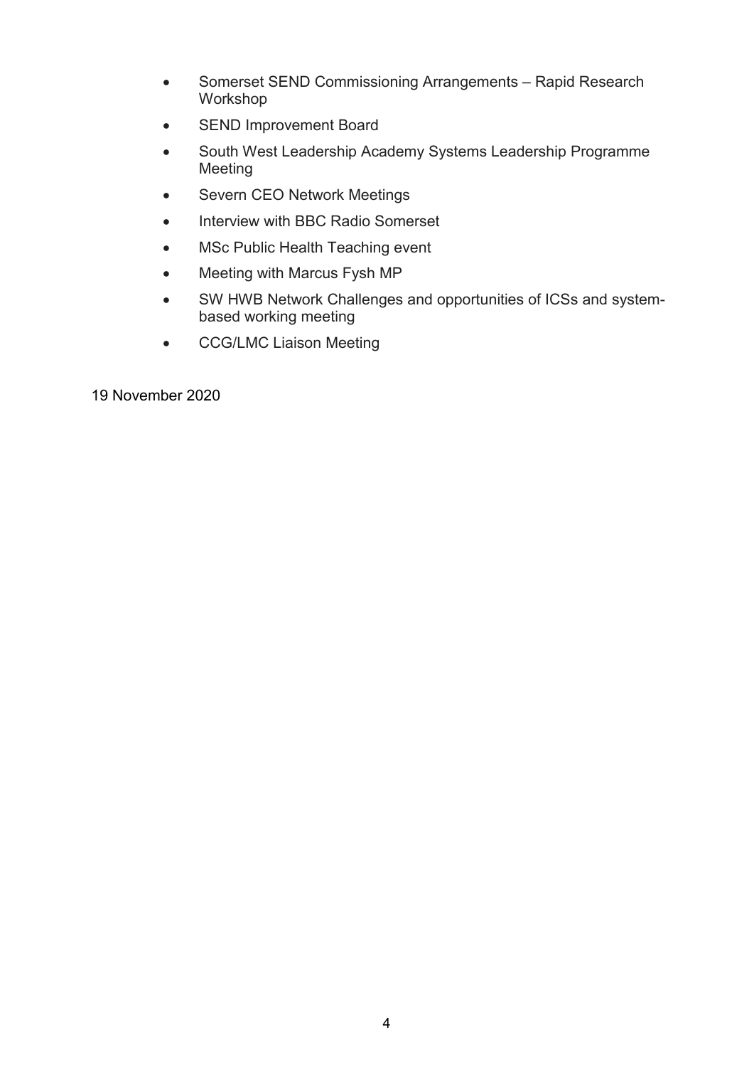- Somerset SEND Commissioning Arrangements – Rapid Research Workshop
- SEND Improvement Board
- South West Leadership Academy Systems Leadership Programme Meeting
- Severn CEO Network Meetings
- Interview with BBC Radio Somerset
- MSc Public Health Teaching event
- Meeting with Marcus Fysh MP
- SW HWB Network Challenges and opportunities of ICSs and system-based working meeting
- CCG/LMC Liaison Meeting

19 November 2020